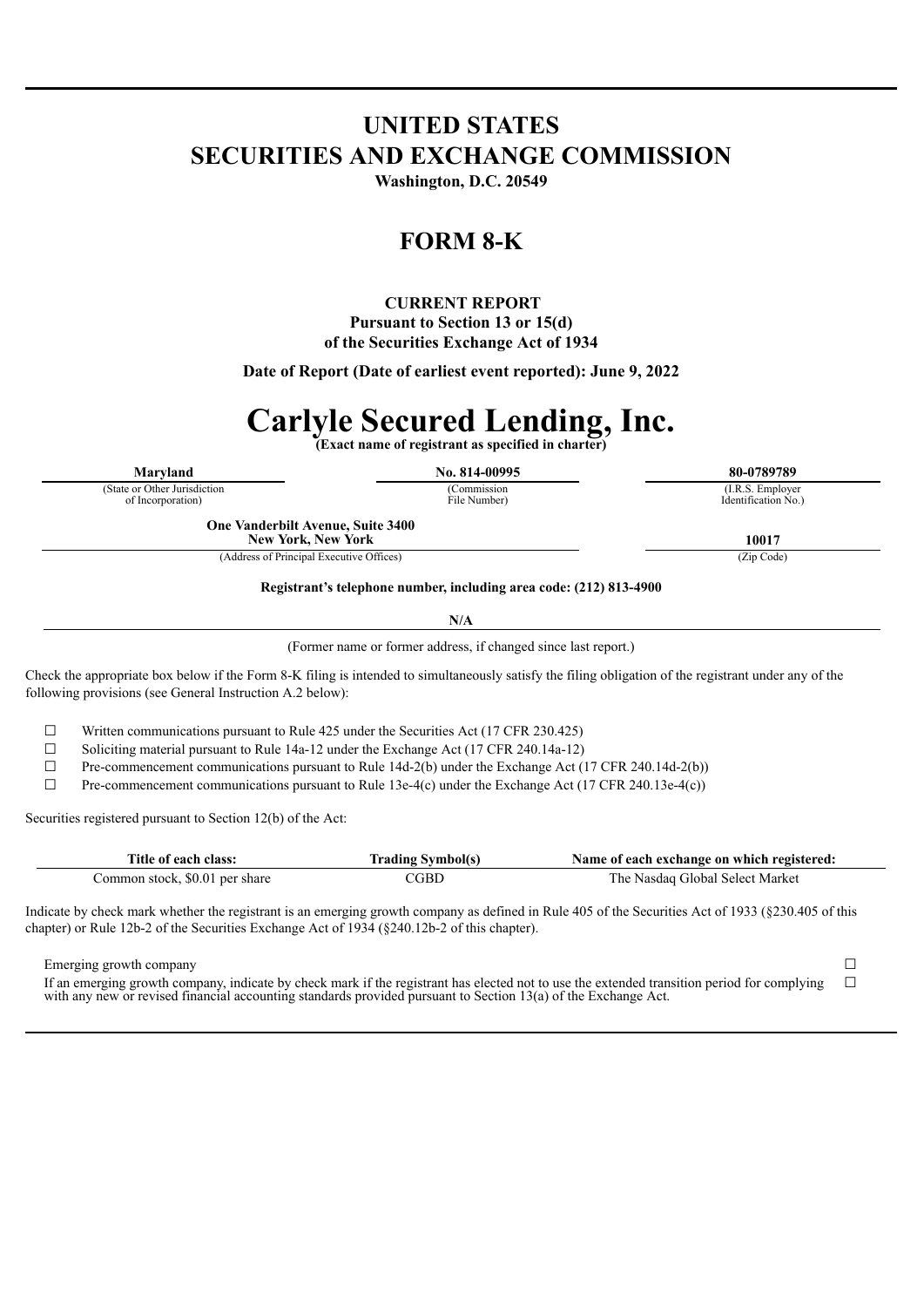# UNITED STATES
# SECURITIES AND EXCHANGE COMMISSION

**Washington, D.C. 20549**

## FORM 8-K

**CURRENT REPORT**
**Pursuant to Section 13 or 15(d)**
**of the Securities Exchange Act of 1934**

**Date of Report (Date of earliest event reported): June 9, 2022**

# Carlyle Secured Lending, Inc.

**(Exact name of registrant as specified in charter)**

| Maryland | No. 814-00995 | 80-0789789 |
|---|---|---|
| (State or Other Jurisdiction of Incorporation) | (Commission File Number) | (I.R.S. Employer Identification No.) |

| One Vanderbilt Avenue, Suite 3400 New York, New York | 10017 |
|---|---|
| (Address of Principal Executive Offices) | (Zip Code) |

**Registrant's telephone number, including area code: (212) 813-4900**

**N/A**

(Former name or former address, if changed since last report.)

Check the appropriate box below if the Form 8-K filing is intended to simultaneously satisfy the filing obligation of the registrant under any of the following provisions (see General Instruction A.2 below):

☐ Written communications pursuant to Rule 425 under the Securities Act (17 CFR 230.425)

☐ Soliciting material pursuant to Rule 14a-12 under the Exchange Act (17 CFR 240.14a-12)

☐ Pre-commencement communications pursuant to Rule 14d-2(b) under the Exchange Act (17 CFR 240.14d-2(b))

☐ Pre-commencement communications pursuant to Rule 13e-4(c) under the Exchange Act (17 CFR 240.13e-4(c))

Securities registered pursuant to Section 12(b) of the Act:

| Title of each class: | Trading Symbol(s) | Name of each exchange on which registered: |
|---|---|---|
| Common stock, $0.01 per share | CGBD | The Nasdaq Global Select Market |

Indicate by check mark whether the registrant is an emerging growth company as defined in Rule 405 of the Securities Act of 1933 (§230.405 of this chapter) or Rule 12b-2 of the Securities Exchange Act of 1934 (§240.12b-2 of this chapter).

Emerging growth company ☐

If an emerging growth company, indicate by check mark if the registrant has elected not to use the extended transition period for complying with any new or revised financial accounting standards provided pursuant to Section 13(a) of the Exchange Act. ☐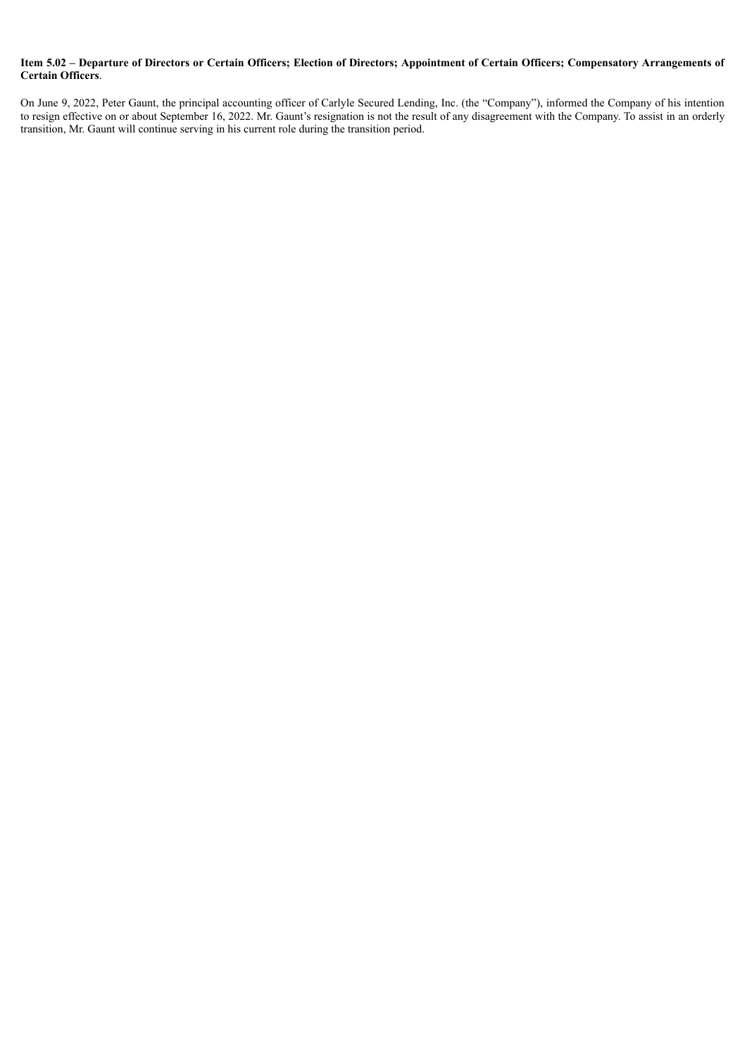**Item 5.02 – Departure of Directors or Certain Officers; Election of Directors; Appointment of Certain Officers; Compensatory Arrangements of Certain Officers**.

On June 9, 2022, Peter Gaunt, the principal accounting officer of Carlyle Secured Lending, Inc. (the "Company"), informed the Company of his intention to resign effective on or about September 16, 2022. Mr. Gaunt's resignation is not the result of any disagreement with the Company. To assist in an orderly transition, Mr. Gaunt will continue serving in his current role during the transition period.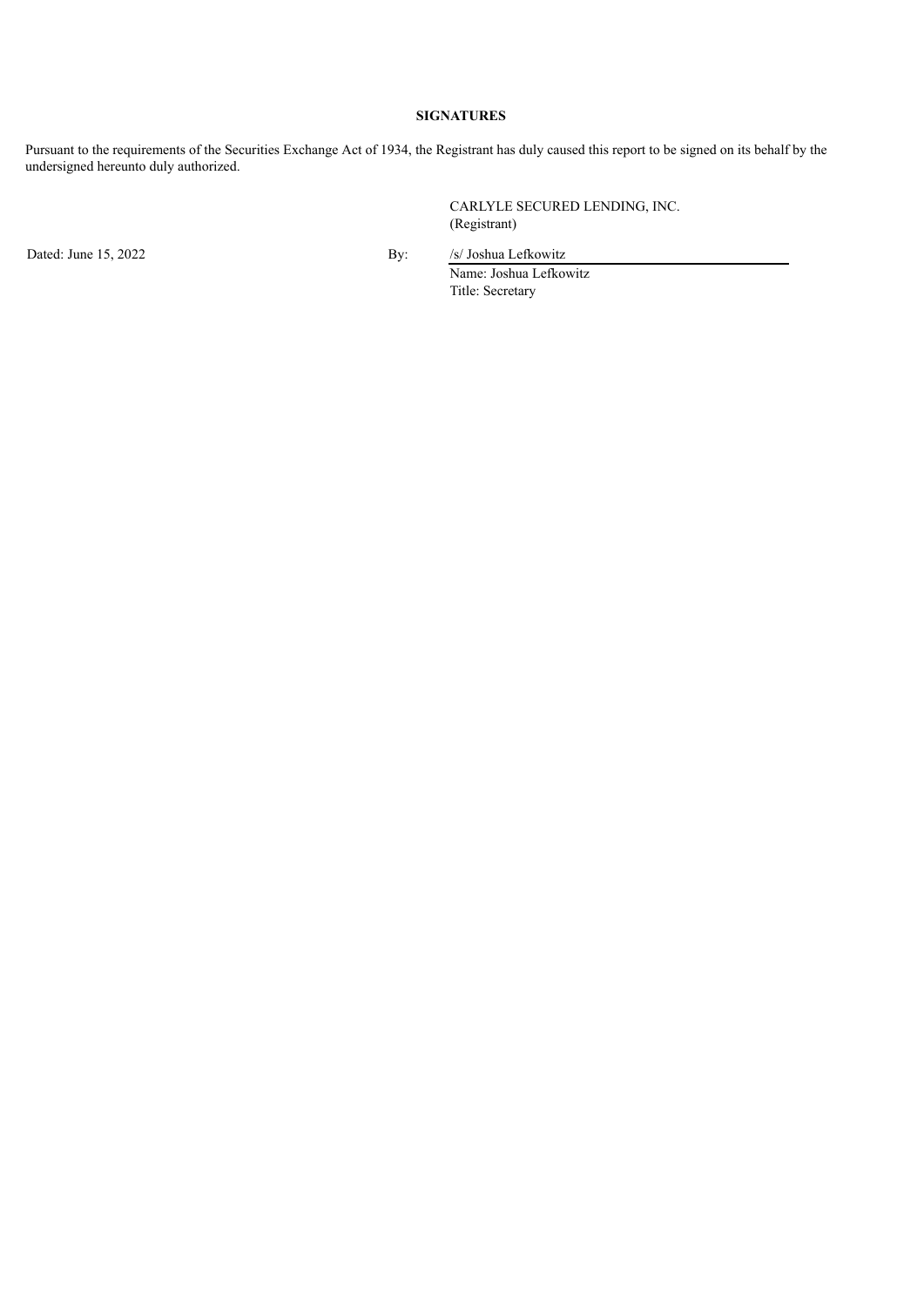**SIGNATURES**

Pursuant to the requirements of the Securities Exchange Act of 1934, the Registrant has duly caused this report to be signed on its behalf by the undersigned hereunto duly authorized.

| | | |
|---|---|---|
| | | CARLYLE SECURED LENDING, INC.<br>(Registrant) |
| Dated: June 15, 2022 | By: | /s/ Joshua Lefkowitz |
| | | Name: Joshua Lefkowitz |
| | | Title: Secretary |